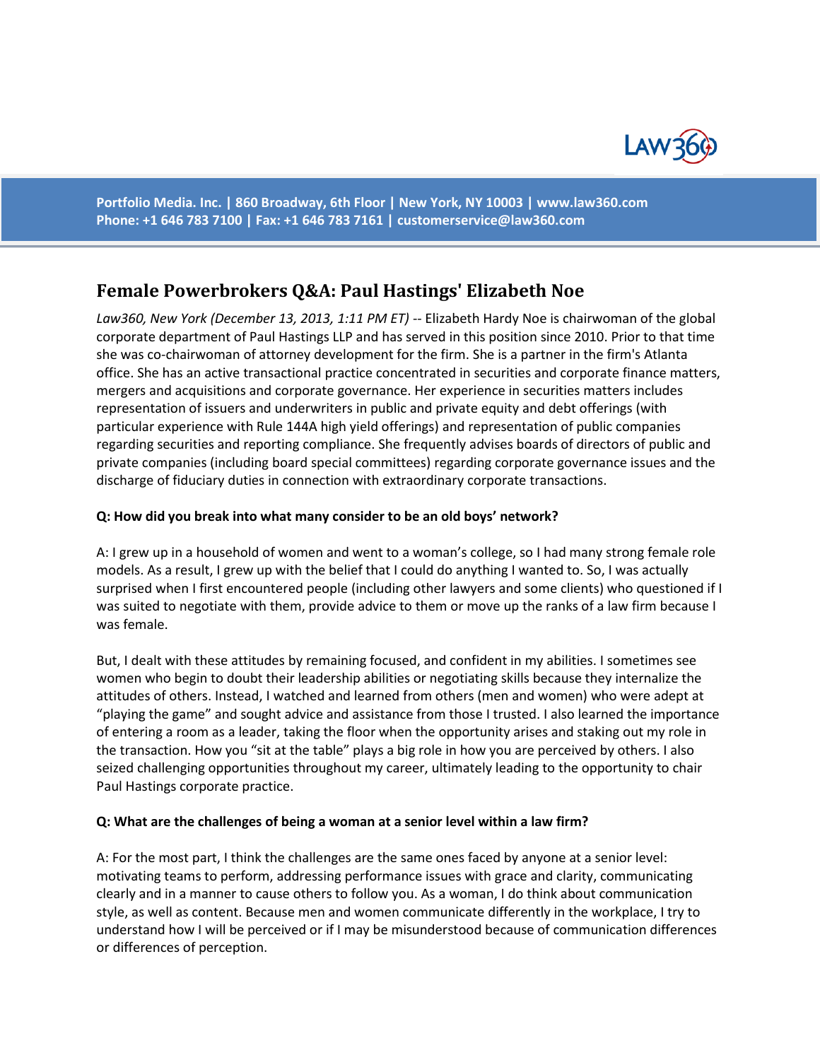Portfolio Media. Inc. | 860 Broadway, 6th Floor | New York, NY 10003 | www.law360.com
Phone: +1 646 783 7100 | Fax: +1 646 783 7161 | customerservice@law360.com

# Female Powerbrokers Q&A: Paul Hastings' Elizabeth Noe

*Law360, New York (December 13, 2013, 1:11 PM ET)* -- Elizabeth Hardy Noe is chairwoman of the global corporate department of Paul Hastings LLP and has served in this position since 2010. Prior to that time she was co-chairwoman of attorney development for the firm. She is a partner in the firm's Atlanta office. She has an active transactional practice concentrated in securities and corporate finance matters, mergers and acquisitions and corporate governance. Her experience in securities matters includes representation of issuers and underwriters in public and private equity and debt offerings (with particular experience with Rule 144A high yield offerings) and representation of public companies regarding securities and reporting compliance. She frequently advises boards of directors of public and private companies (including board special committees) regarding corporate governance issues and the discharge of fiduciary duties in connection with extraordinary corporate transactions.

**Q: How did you break into what many consider to be an old boys' network?**

A: I grew up in a household of women and went to a woman's college, so I had many strong female role models. As a result, I grew up with the belief that I could do anything I wanted to. So, I was actually surprised when I first encountered people (including other lawyers and some clients) who questioned if I was suited to negotiate with them, provide advice to them or move up the ranks of a law firm because I was female.

But, I dealt with these attitudes by remaining focused, and confident in my abilities. I sometimes see women who begin to doubt their leadership abilities or negotiating skills because they internalize the attitudes of others. Instead, I watched and learned from others (men and women) who were adept at "playing the game" and sought advice and assistance from those I trusted. I also learned the importance of entering a room as a leader, taking the floor when the opportunity arises and staking out my role in the transaction. How you "sit at the table" plays a big role in how you are perceived by others. I also seized challenging opportunities throughout my career, ultimately leading to the opportunity to chair Paul Hastings corporate practice.

**Q: What are the challenges of being a woman at a senior level within a law firm?**

A: For the most part, I think the challenges are the same ones faced by anyone at a senior level: motivating teams to perform, addressing performance issues with grace and clarity, communicating clearly and in a manner to cause others to follow you. As a woman, I do think about communication style, as well as content. Because men and women communicate differently in the workplace, I try to understand how I will be perceived or if I may be misunderstood because of communication differences or differences of perception.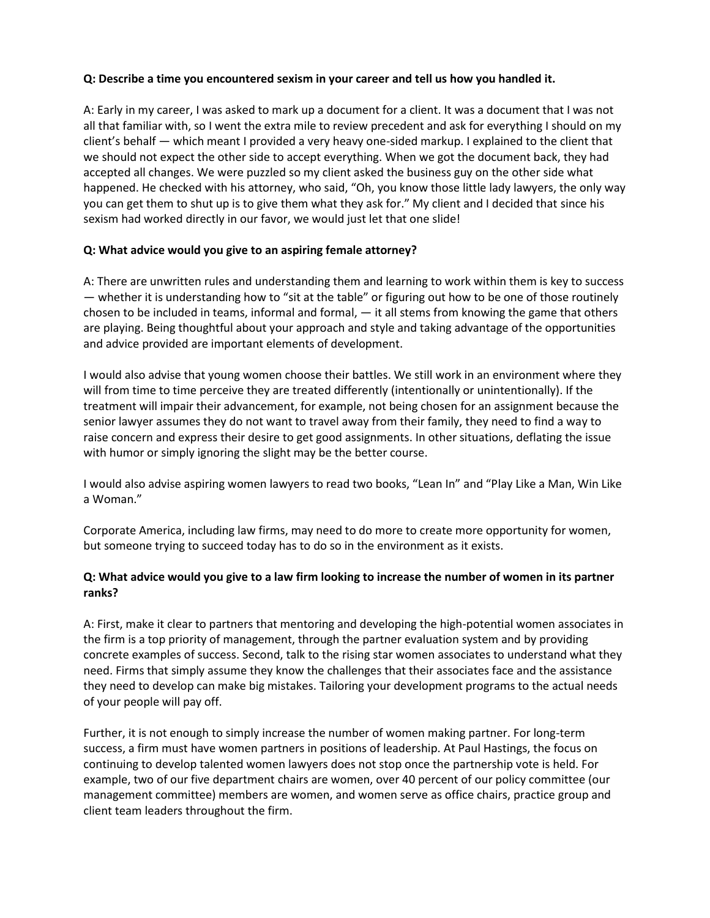**Q: Describe a time you encountered sexism in your career and tell us how you handled it.**

A: Early in my career, I was asked to mark up a document for a client. It was a document that I was not all that familiar with, so I went the extra mile to review precedent and ask for everything I should on my client's behalf — which meant I provided a very heavy one-sided markup. I explained to the client that we should not expect the other side to accept everything. When we got the document back, they had accepted all changes. We were puzzled so my client asked the business guy on the other side what happened. He checked with his attorney, who said, "Oh, you know those little lady lawyers, the only way you can get them to shut up is to give them what they ask for." My client and I decided that since his sexism had worked directly in our favor, we would just let that one slide!

**Q: What advice would you give to an aspiring female attorney?**

A: There are unwritten rules and understanding them and learning to work within them is key to success — whether it is understanding how to "sit at the table" or figuring out how to be one of those routinely chosen to be included in teams, informal and formal, — it all stems from knowing the game that others are playing. Being thoughtful about your approach and style and taking advantage of the opportunities and advice provided are important elements of development.

I would also advise that young women choose their battles. We still work in an environment where they will from time to time perceive they are treated differently (intentionally or unintentionally). If the treatment will impair their advancement, for example, not being chosen for an assignment because the senior lawyer assumes they do not want to travel away from their family, they need to find a way to raise concern and express their desire to get good assignments. In other situations, deflating the issue with humor or simply ignoring the slight may be the better course.

I would also advise aspiring women lawyers to read two books, "Lean In" and "Play Like a Man, Win Like a Woman."

Corporate America, including law firms, may need to do more to create more opportunity for women, but someone trying to succeed today has to do so in the environment as it exists.

**Q: What advice would you give to a law firm looking to increase the number of women in its partner ranks?**

A: First, make it clear to partners that mentoring and developing the high-potential women associates in the firm is a top priority of management, through the partner evaluation system and by providing concrete examples of success. Second, talk to the rising star women associates to understand what they need. Firms that simply assume they know the challenges that their associates face and the assistance they need to develop can make big mistakes. Tailoring your development programs to the actual needs of your people will pay off.

Further, it is not enough to simply increase the number of women making partner. For long-term success, a firm must have women partners in positions of leadership. At Paul Hastings, the focus on continuing to develop talented women lawyers does not stop once the partnership vote is held. For example, two of our five department chairs are women, over 40 percent of our policy committee (our management committee) members are women, and women serve as office chairs, practice group and client team leaders throughout the firm.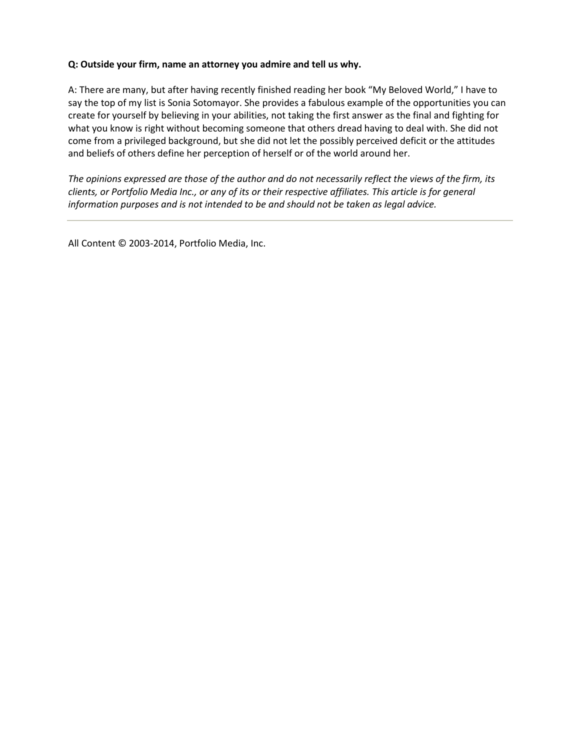**Q: Outside your firm, name an attorney you admire and tell us why.**

A: There are many, but after having recently finished reading her book "My Beloved World," I have to say the top of my list is Sonia Sotomayor. She provides a fabulous example of the opportunities you can create for yourself by believing in your abilities, not taking the first answer as the final and fighting for what you know is right without becoming someone that others dread having to deal with. She did not come from a privileged background, but she did not let the possibly perceived deficit or the attitudes and beliefs of others define her perception of herself or of the world around her.

*The opinions expressed are those of the author and do not necessarily reflect the views of the firm, its clients, or Portfolio Media Inc., or any of its or their respective affiliates. This article is for general information purposes and is not intended to be and should not be taken as legal advice.*

---

All Content © 2003-2014, Portfolio Media, Inc.